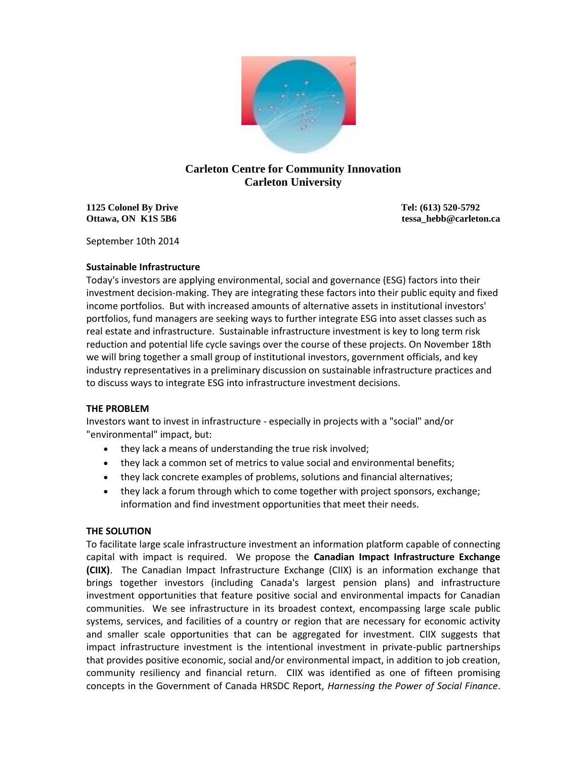**Carleton Centre for Community Innovation**
**Carleton University**

**1125 Colonel By Drive**
**Ottawa, ON K1S 5B6**

**Tel: (613) 520-5792**
**tessa_hebb@carleton.ca**

September 10th 2014

**Sustainable Infrastructure**

Today's investors are applying environmental, social and governance (ESG) factors into their investment decision-making. They are integrating these factors into their public equity and fixed income portfolios. But with increased amounts of alternative assets in institutional investors' portfolios, fund managers are seeking ways to further integrate ESG into asset classes such as real estate and infrastructure. Sustainable infrastructure investment is key to long term risk reduction and potential life cycle savings over the course of these projects. On November 18th we will bring together a small group of institutional investors, government officials, and key industry representatives in a preliminary discussion on sustainable infrastructure practices and to discuss ways to integrate ESG into infrastructure investment decisions.

**THE PROBLEM**

Investors want to invest in infrastructure - especially in projects with a "social" and/or "environmental" impact, but:

- they lack a means of understanding the true risk involved;
- they lack a common set of metrics to value social and environmental benefits;
- they lack concrete examples of problems, solutions and financial alternatives;
- they lack a forum through which to come together with project sponsors, exchange; information and find investment opportunities that meet their needs.

**THE SOLUTION**

To facilitate large scale infrastructure investment an information platform capable of connecting capital with impact is required. We propose the **Canadian Impact Infrastructure Exchange (CIIX)**. The Canadian Impact Infrastructure Exchange (CIIX) is an information exchange that brings together investors (including Canada's largest pension plans) and infrastructure investment opportunities that feature positive social and environmental impacts for Canadian communities. We see infrastructure in its broadest context, encompassing large scale public systems, services, and facilities of a country or region that are necessary for economic activity and smaller scale opportunities that can be aggregated for investment. CIIX suggests that impact infrastructure investment is the intentional investment in private-public partnerships that provides positive economic, social and/or environmental impact, in addition to job creation, community resiliency and financial return. CIIX was identified as one of fifteen promising concepts in the Government of Canada HRSDC Report, *Harnessing the Power of Social Finance*.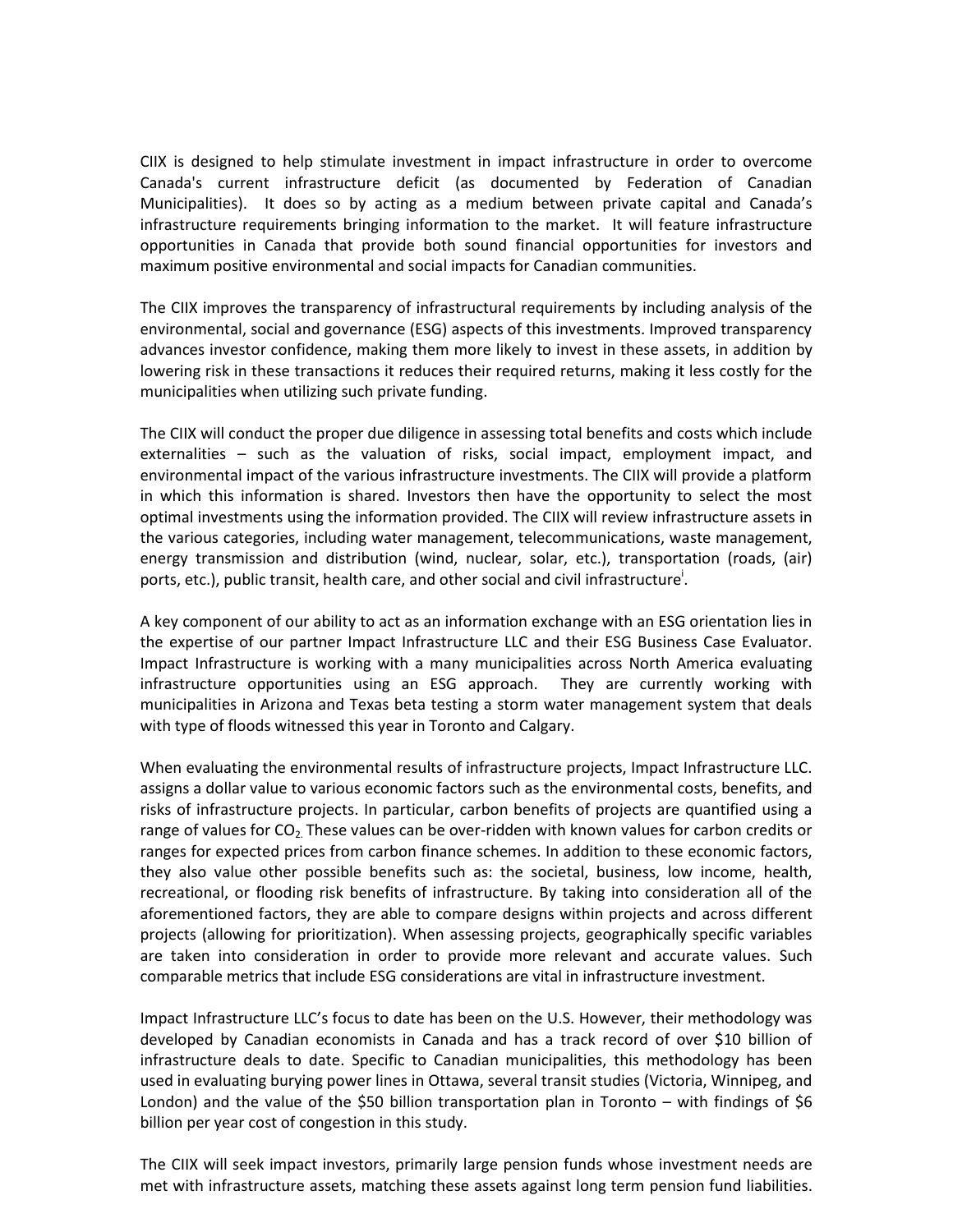CIIX is designed to help stimulate investment in impact infrastructure in order to overcome Canada's current infrastructure deficit (as documented by Federation of Canadian Municipalities). It does so by acting as a medium between private capital and Canada's infrastructure requirements bringing information to the market. It will feature infrastructure opportunities in Canada that provide both sound financial opportunities for investors and maximum positive environmental and social impacts for Canadian communities.

The CIIX improves the transparency of infrastructural requirements by including analysis of the environmental, social and governance (ESG) aspects of this investments. Improved transparency advances investor confidence, making them more likely to invest in these assets, in addition by lowering risk in these transactions it reduces their required returns, making it less costly for the municipalities when utilizing such private funding.

The CIIX will conduct the proper due diligence in assessing total benefits and costs which include externalities – such as the valuation of risks, social impact, employment impact, and environmental impact of the various infrastructure investments. The CIIX will provide a platform in which this information is shared. Investors then have the opportunity to select the most optimal investments using the information provided. The CIIX will review infrastructure assets in the various categories, including water management, telecommunications, waste management, energy transmission and distribution (wind, nuclear, solar, etc.), transportation (roads, (air) ports, etc.), public transit, health care, and other social and civil infrastructure[i].

A key component of our ability to act as an information exchange with an ESG orientation lies in the expertise of our partner Impact Infrastructure LLC and their ESG Business Case Evaluator. Impact Infrastructure is working with a many municipalities across North America evaluating infrastructure opportunities using an ESG approach. They are currently working with municipalities in Arizona and Texas beta testing a storm water management system that deals with type of floods witnessed this year in Toronto and Calgary.

When evaluating the environmental results of infrastructure projects, Impact Infrastructure LLC. assigns a dollar value to various economic factors such as the environmental costs, benefits, and risks of infrastructure projects. In particular, carbon benefits of projects are quantified using a range of values for $CO_2$. These values can be over-ridden with known values for carbon credits or ranges for expected prices from carbon finance schemes. In addition to these economic factors, they also value other possible benefits such as: the societal, business, low income, health, recreational, or flooding risk benefits of infrastructure. By taking into consideration all of the aforementioned factors, they are able to compare designs within projects and across different projects (allowing for prioritization). When assessing projects, geographically specific variables are taken into consideration in order to provide more relevant and accurate values. Such comparable metrics that include ESG considerations are vital in infrastructure investment.

Impact Infrastructure LLC's focus to date has been on the U.S. However, their methodology was developed by Canadian economists in Canada and has a track record of over \$10 billion of infrastructure deals to date. Specific to Canadian municipalities, this methodology has been used in evaluating burying power lines in Ottawa, several transit studies (Victoria, Winnipeg, and London) and the value of the \$50 billion transportation plan in Toronto – with findings of \$6 billion per year cost of congestion in this study.

The CIIX will seek impact investors, primarily large pension funds whose investment needs are met with infrastructure assets, matching these assets against long term pension fund liabilities.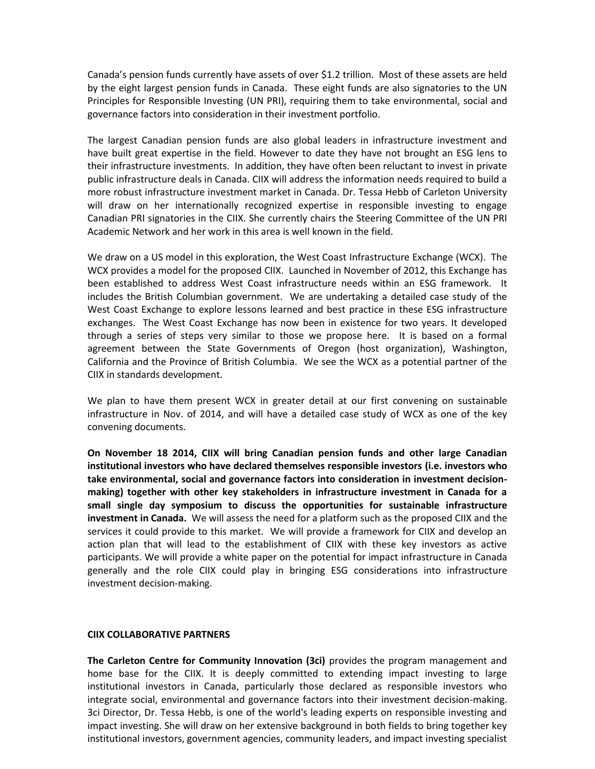Canada's pension funds currently have assets of over $1.2 trillion. Most of these assets are held by the eight largest pension funds in Canada. These eight funds are also signatories to the UN Principles for Responsible Investing (UN PRI), requiring them to take environmental, social and governance factors into consideration in their investment portfolio.

The largest Canadian pension funds are also global leaders in infrastructure investment and have built great expertise in the field. However to date they have not brought an ESG lens to their infrastructure investments. In addition, they have often been reluctant to invest in private public infrastructure deals in Canada. CIIX will address the information needs required to build a more robust infrastructure investment market in Canada. Dr. Tessa Hebb of Carleton University will draw on her internationally recognized expertise in responsible investing to engage Canadian PRI signatories in the CIIX. She currently chairs the Steering Committee of the UN PRI Academic Network and her work in this area is well known in the field.

We draw on a US model in this exploration, the West Coast Infrastructure Exchange (WCX). The WCX provides a model for the proposed CIIX. Launched in November of 2012, this Exchange has been established to address West Coast infrastructure needs within an ESG framework. It includes the British Columbian government. We are undertaking a detailed case study of the West Coast Exchange to explore lessons learned and best practice in these ESG infrastructure exchanges. The West Coast Exchange has now been in existence for two years. It developed through a series of steps very similar to those we propose here. It is based on a formal agreement between the State Governments of Oregon (host organization), Washington, California and the Province of British Columbia. We see the WCX as a potential partner of the CIIX in standards development.

We plan to have them present WCX in greater detail at our first convening on sustainable infrastructure in Nov. of 2014, and will have a detailed case study of WCX as one of the key convening documents.

**On November 18 2014, CIIX will bring Canadian pension funds and other large Canadian institutional investors who have declared themselves responsible investors (i.e. investors who take environmental, social and governance factors into consideration in investment decision-making) together with other key stakeholders in infrastructure investment in Canada for a small single day symposium to discuss the opportunities for sustainable infrastructure investment in Canada.** We will assess the need for a platform such as the proposed CIIX and the services it could provide to this market. We will provide a framework for CIIX and develop an action plan that will lead to the establishment of CIIX with these key investors as active participants. We will provide a white paper on the potential for impact infrastructure in Canada generally and the role CIIX could play in bringing ESG considerations into infrastructure investment decision-making.

**CIIX COLLABORATIVE PARTNERS**

**The Carleton Centre for Community Innovation (3ci)** provides the program management and home base for the CIIX. It is deeply committed to extending impact investing to large institutional investors in Canada, particularly those declared as responsible investors who integrate social, environmental and governance factors into their investment decision-making. 3ci Director, Dr. Tessa Hebb, is one of the world's leading experts on responsible investing and impact investing. She will draw on her extensive background in both fields to bring together key institutional investors, government agencies, community leaders, and impact investing specialist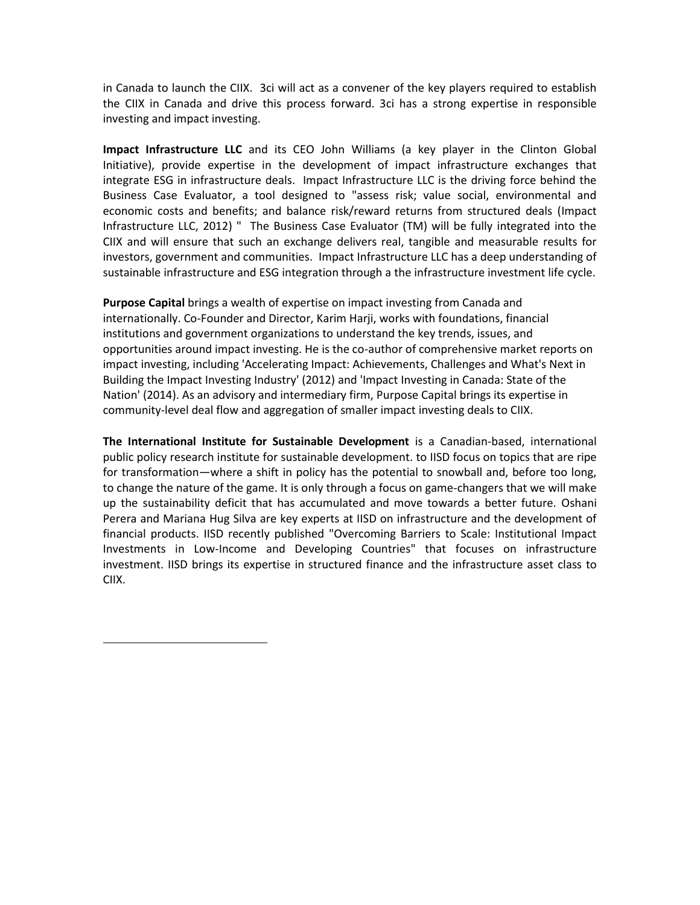in Canada to launch the CIIX. 3ci will act as a convener of the key players required to establish the CIIX in Canada and drive this process forward. 3ci has a strong expertise in responsible investing and impact investing.

**Impact Infrastructure LLC** and its CEO John Williams (a key player in the Clinton Global Initiative), provide expertise in the development of impact infrastructure exchanges that integrate ESG in infrastructure deals. Impact Infrastructure LLC is the driving force behind the Business Case Evaluator, a tool designed to "assess risk; value social, environmental and economic costs and benefits; and balance risk/reward returns from structured deals (Impact Infrastructure LLC, 2012) " The Business Case Evaluator (TM) will be fully integrated into the CIIX and will ensure that such an exchange delivers real, tangible and measurable results for investors, government and communities. Impact Infrastructure LLC has a deep understanding of sustainable infrastructure and ESG integration through a the infrastructure investment life cycle.

**Purpose Capital** brings a wealth of expertise on impact investing from Canada and internationally. Co-Founder and Director, Karim Harji, works with foundations, financial institutions and government organizations to understand the key trends, issues, and opportunities around impact investing. He is the co-author of comprehensive market reports on impact investing, including 'Accelerating Impact: Achievements, Challenges and What's Next in Building the Impact Investing Industry' (2012) and 'Impact Investing in Canada: State of the Nation' (2014). As an advisory and intermediary firm, Purpose Capital brings its expertise in community-level deal flow and aggregation of smaller impact investing deals to CIIX.

**The International Institute for Sustainable Development** is a Canadian-based, international public policy research institute for sustainable development. to IISD focus on topics that are ripe for transformation—where a shift in policy has the potential to snowball and, before too long, to change the nature of the game. It is only through a focus on game-changers that we will make up the sustainability deficit that has accumulated and move towards a better future. Oshani Perera and Mariana Hug Silva are key experts at IISD on infrastructure and the development of financial products. IISD recently published "Overcoming Barriers to Scale: Institutional Impact Investments in Low-Income and Developing Countries" that focuses on infrastructure investment. IISD brings its expertise in structured finance and the infrastructure asset class to CIIX.